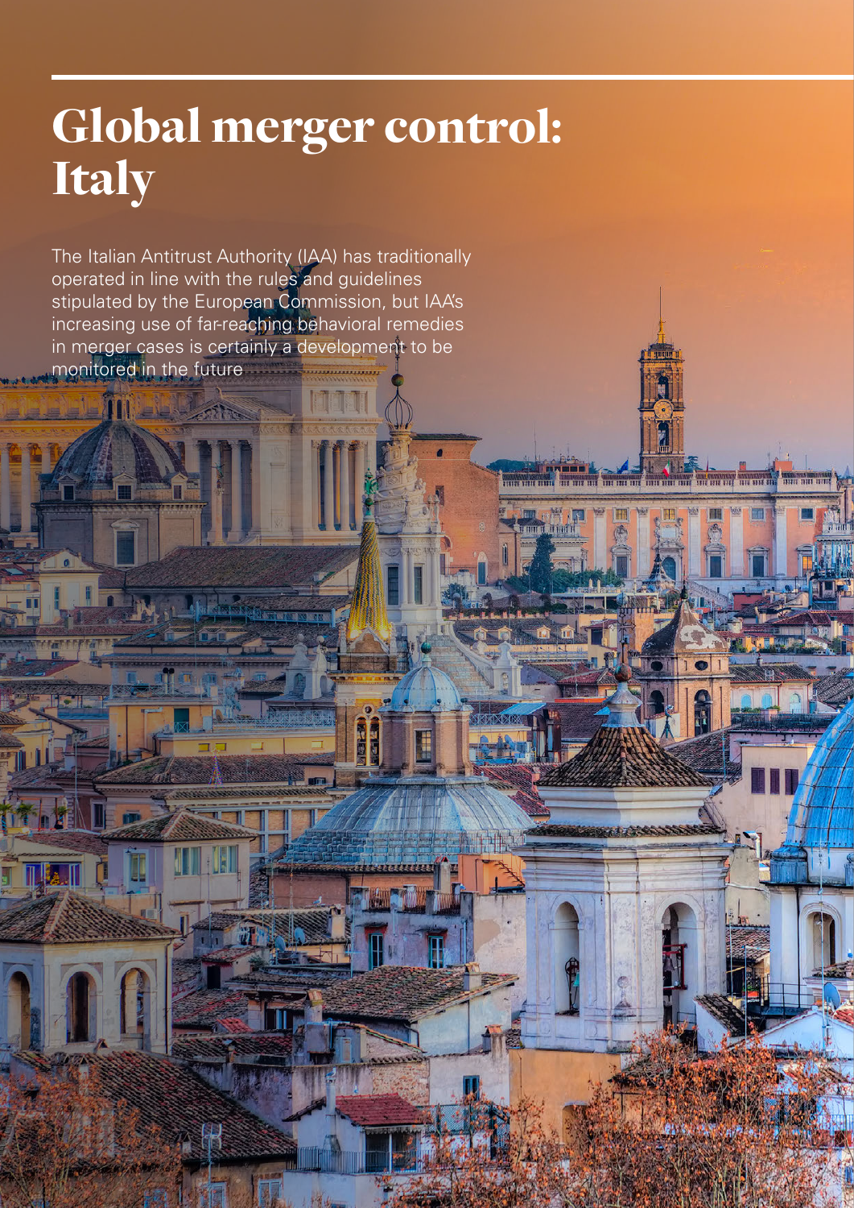# Global merger control: Italy

The Italian Antitrust Authority (IAA) has traditionally operated in line with the rules and guidelines stipulated by the European Commission, but IAA's increasing use of far-reaching behavioral remedies in merger cases is certainly a development to be monitored in the future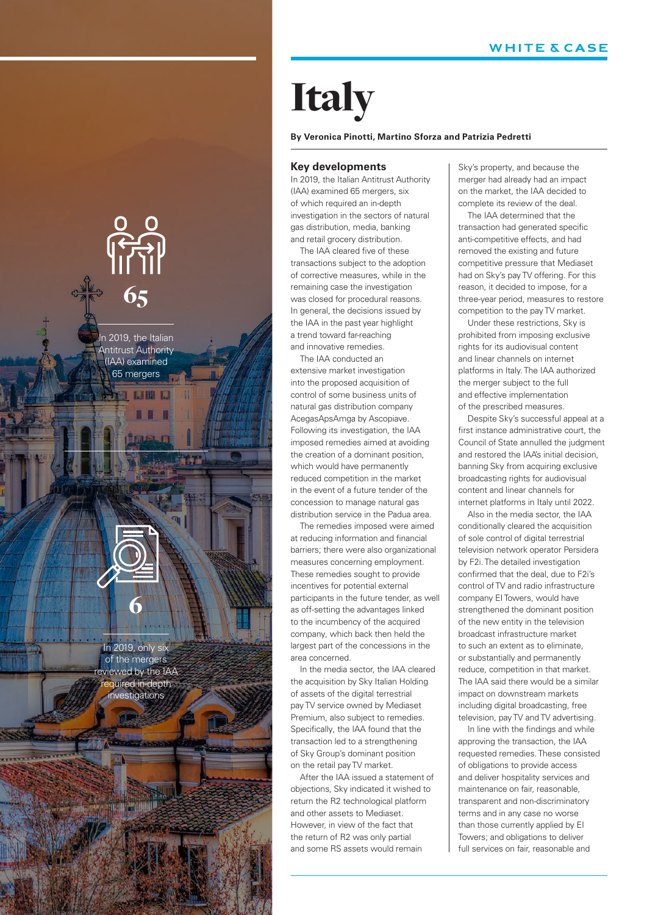# Italy

**By Veronica Pinotti, Martino Sforza and Patrizia Pedretti**

65

In 2019, the Italian Antitrust Authority (IAA) examined 65 mergers

6

In 2019, only six of the mergers reviewed by the IAA required in-depth investigations

## Key developments

In 2019, the Italian Antitrust Authority (IAA) examined 65 mergers, six of which required an in-depth investigation in the sectors of natural gas distribution, media, banking and retail grocery distribution.

The IAA cleared five of these transactions subject to the adoption of corrective measures, while in the remaining case the investigation was closed for procedural reasons. In general, the decisions issued by the IAA in the past year highlight a trend toward far-reaching and innovative remedies.

The IAA conducted an extensive market investigation into the proposed acquisition of control of some business units of natural gas distribution company AcegasApsAmga by Ascopiave. Following its investigation, the IAA imposed remedies aimed at avoiding the creation of a dominant position, which would have permanently reduced competition in the market in the event of a future tender of the concession to manage natural gas distribution service in the Padua area.

The remedies imposed were aimed at reducing information and financial barriers; there were also organizational measures concerning employment. These remedies sought to provide incentives for potential external participants in the future tender, as well as off-setting the advantages linked to the incumbency of the acquired company, which back then held the largest part of the concessions in the area concerned.

In the media sector, the IAA cleared the acquisition by Sky Italian Holding of assets of the digital terrestrial pay TV service owned by Mediaset Premium, also subject to remedies. Specifically, the IAA found that the transaction led to a strengthening of Sky Group's dominant position on the retail pay TV market.

After the IAA issued a statement of objections, Sky indicated it wished to return the R2 technological platform and other assets to Mediaset. However, in view of the fact that the return of R2 was only partial and some RS assets would remain Sky's property, and because the merger had already had an impact on the market, the IAA decided to complete its review of the deal.

The IAA determined that the transaction had generated specific anti-competitive effects, and had removed the existing and future competitive pressure that Mediaset had on Sky's pay TV offering. For this reason, it decided to impose, for a three-year period, measures to restore competition to the pay TV market.

Under these restrictions, Sky is prohibited from imposing exclusive rights for its audiovisual content and linear channels on internet platforms in Italy. The IAA authorized the merger subject to the full and effective implementation of the prescribed measures.

Despite Sky's successful appeal at a first instance administrative court, the Council of State annulled the judgment and restored the IAA's initial decision, banning Sky from acquiring exclusive broadcasting rights for audiovisual content and linear channels for internet platforms in Italy until 2022.

Also in the media sector, the IAA conditionally cleared the acquisition of sole control of digital terrestrial television network operator Persidera by F2i. The detailed investigation confirmed that the deal, due to F2i's control of TV and radio infrastructure company EI Towers, would have strengthened the dominant position of the new entity in the television broadcast infrastructure market to such an extent as to eliminate, or substantially and permanently reduce, competition in that market. The IAA said there would be a similar impact on downstream markets including digital broadcasting, free television, pay TV and TV advertising.

In line with the findings and while approving the transaction, the IAA requested remedies. These consisted of obligations to provide access and deliver hospitality services and maintenance on fair, reasonable, transparent and non-discriminatory terms and in any case no worse than those currently applied by EI Towers; and obligations to deliver full services on fair, reasonable and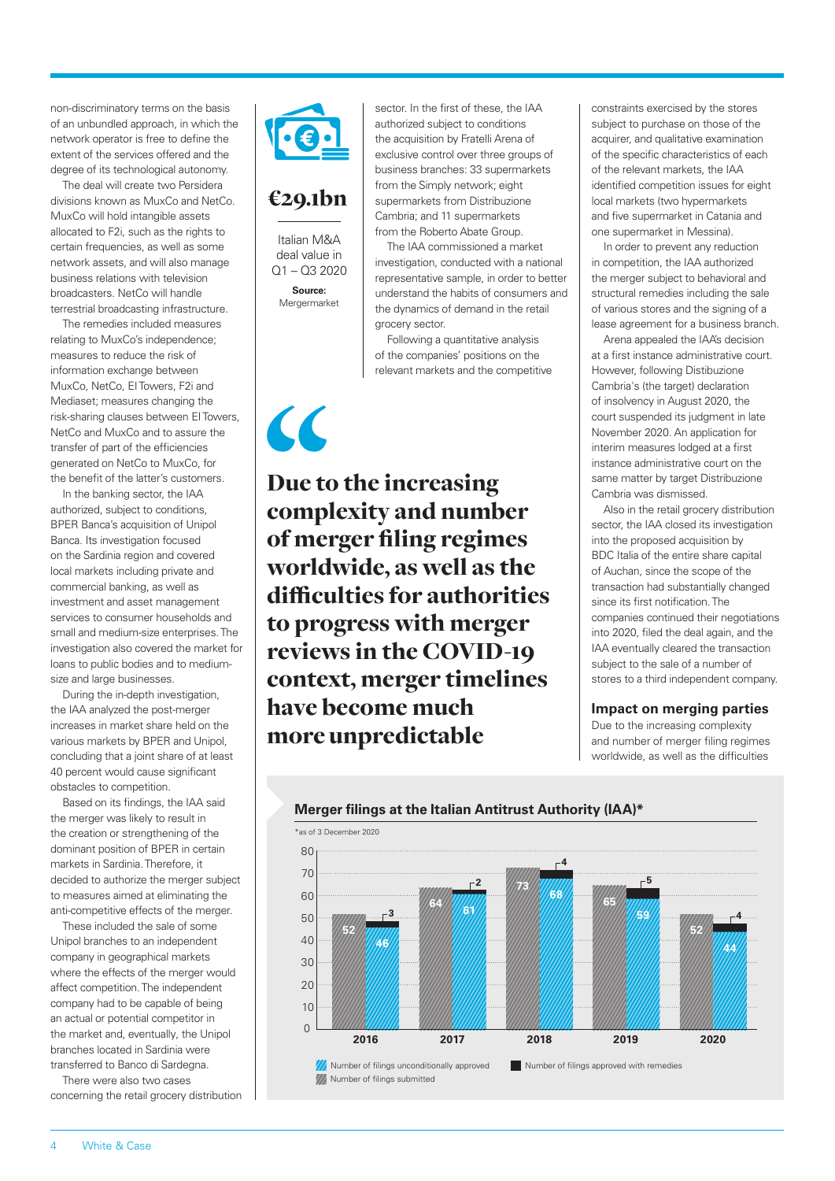non-discriminatory terms on the basis of an unbundled approach, in which the network operator is free to define the extent of the services offered and the degree of its technological autonomy.

The deal will create two Persidera divisions known as MuxCo and NetCo. MuxCo will hold intangible assets allocated to F2i, such as the rights to certain frequencies, as well as some network assets, and will also manage business relations with television broadcasters. NetCo will handle terrestrial broadcasting infrastructure.

The remedies included measures relating to MuxCo's independence; measures to reduce the risk of information exchange between MuxCo, NetCo, EI Towers, F2i and Mediaset; measures changing the risk-sharing clauses between EI Towers, NetCo and MuxCo and to assure the transfer of part of the efficiencies generated on NetCo to MuxCo, for the benefit of the latter's customers.

In the banking sector, the IAA authorized, subject to conditions, BPER Banca's acquisition of Unipol Banca. Its investigation focused on the Sardinia region and covered local markets including private and commercial banking, as well as investment and asset management services to consumer households and small and medium-size enterprises. The investigation also covered the market for loans to public bodies and to medium-size and large businesses.

During the in-depth investigation, the IAA analyzed the post-merger increases in market share held on the various markets by BPER and Unipol, concluding that a joint share of at least 40 percent would cause significant obstacles to competition.

Based on its findings, the IAA said the merger was likely to result in the creation or strengthening of the dominant position of BPER in certain markets in Sardinia. Therefore, it decided to authorize the merger subject to measures aimed at eliminating the anti-competitive effects of the merger.

These included the sale of some Unipol branches to an independent company in geographical markets where the effects of the merger would affect competition. The independent company had to be capable of being an actual or potential competitor in the market and, eventually, the Unipol branches located in Sardinia were transferred to Banco di Sardegna.

There were also two cases concerning the retail grocery distribution sector. In the first of these, the IAA authorized subject to conditions the acquisition by Fratelli Arena of exclusive control over three groups of business branches: 33 supermarkets from the Simply network; eight supermarkets from Distribuzione Cambria; and 11 supermarkets from the Roberto Abate Group.

The IAA commissioned a market investigation, conducted with a national representative sample, in order to better understand the habits of consumers and the dynamics of demand in the retail grocery sector.

Following a quantitative analysis of the companies' positions on the relevant markets and the competitive constraints exercised by the stores subject to purchase on those of the acquirer, and qualitative examination of the specific characteristics of each of the relevant markets, the IAA identified competition issues for eight local markets (two hypermarkets and five supermarket in Catania and one supermarket in Messina).

In order to prevent any reduction in competition, the IAA authorized the merger subject to behavioral and structural remedies including the sale of various stores and the signing of a lease agreement for a business branch.

Arena appealed the IAA's decision at a first instance administrative court. However, following Distibuzione Cambria's (the target) declaration of insolvency in August 2020, the court suspended its judgment in late November 2020. An application for interim measures lodged at a first instance administrative court on the same matter by target Distribuzione Cambria was dismissed.

Also in the retail grocery distribution sector, the IAA closed its investigation into the proposed acquisition by BDC Italia of the entire share capital of Auchan, since the scope of the transaction had substantially changed since its first notification. The companies continued their negotiations into 2020, filed the deal again, and the IAA eventually cleared the transaction subject to the sale of a number of stores to a third independent company.

**€29.1bn**

Italian M&A deal value in Q1 – Q3 2020

**Source:** Mergermarket

> **Due to the increasing complexity and number of merger filing regimes worldwide, as well as the difficulties for authorities to progress with merger reviews in the COVID-19 context, merger timelines have become much more unpredictable**

### Impact on merging parties

Due to the increasing complexity and number of merger filing regimes worldwide, as well as the difficulties

**Merger filings at the Italian Antitrust Authority (IAA)***

*as of 3 December 2020

| Year | Number of filings submitted | Number of filings unconditionally approved | Number of filings approved with remedies |
|---|---|---|---|
| 2016 | 52 | 46 | 3 |
| 2017 | 64 | 61 | 2 |
| 2018 | 73 | 68 | 4 |
| 2019 | 65 | 59 | 5 |
| 2020 | 52 | 44 | 4 |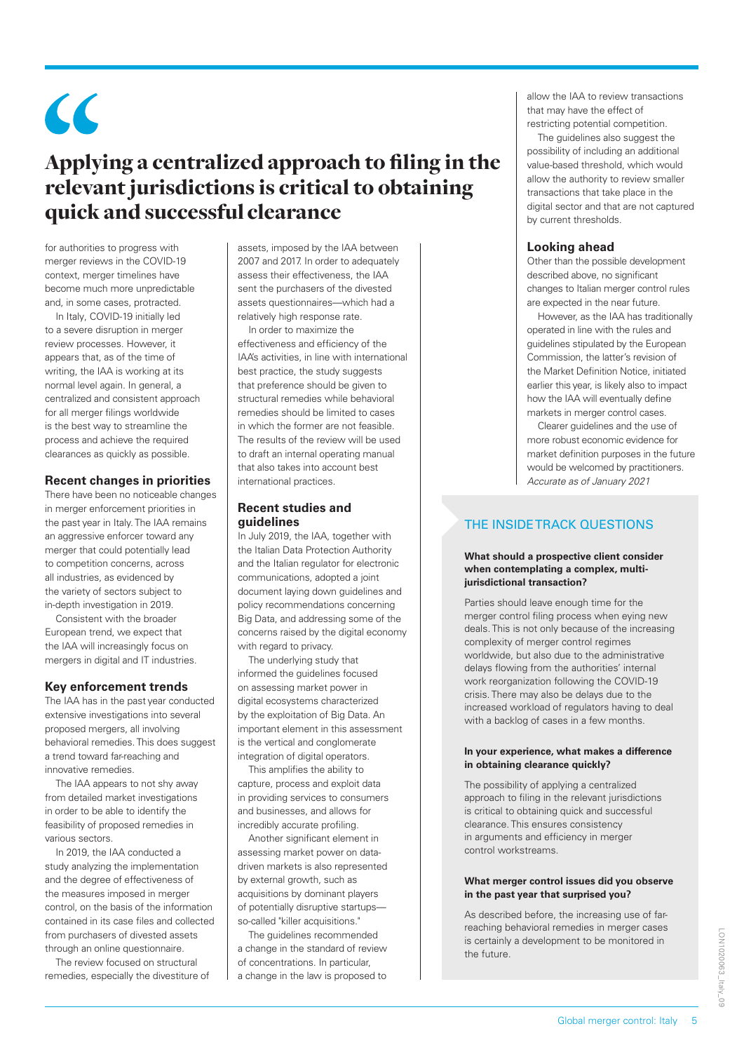# Applying a centralized approach to filing in the relevant jurisdictions is critical to obtaining quick and successful clearance

for authorities to progress with merger reviews in the COVID-19 context, merger timelines have become much more unpredictable and, in some cases, protracted.

In Italy, COVID-19 initially led to a severe disruption in merger review processes. However, it appears that, as of the time of writing, the IAA is working at its normal level again. In general, a centralized and consistent approach for all merger filings worldwide is the best way to streamline the process and achieve the required clearances as quickly as possible.

### Recent changes in priorities

There have been no noticeable changes in merger enforcement priorities in the past year in Italy. The IAA remains an aggressive enforcer toward any merger that could potentially lead to competition concerns, across all industries, as evidenced by the variety of sectors subject to in-depth investigation in 2019.

Consistent with the broader European trend, we expect that the IAA will increasingly focus on mergers in digital and IT industries.

### Key enforcement trends

The IAA has in the past year conducted extensive investigations into several proposed mergers, all involving behavioral remedies. This does suggest a trend toward far-reaching and innovative remedies.

The IAA appears to not shy away from detailed market investigations in order to be able to identify the feasibility of proposed remedies in various sectors.

In 2019, the IAA conducted a study analyzing the implementation and the degree of effectiveness of the measures imposed in merger control, on the basis of the information contained in its case files and collected from purchasers of divested assets through an online questionnaire.

The review focused on structural remedies, especially the divestiture of assets, imposed by the IAA between 2007 and 2017. In order to adequately assess their effectiveness, the IAA sent the purchasers of the divested assets questionnaires—which had a relatively high response rate.

In order to maximize the effectiveness and efficiency of the IAA's activities, in line with international best practice, the study suggests that preference should be given to structural remedies while behavioral remedies should be limited to cases in which the former are not feasible. The results of the review will be used to draft an internal operating manual that also takes into account best international practices.

### Recent studies and guidelines

In July 2019, the IAA, together with the Italian Data Protection Authority and the Italian regulator for electronic communications, adopted a joint document laying down guidelines and policy recommendations concerning Big Data, and addressing some of the concerns raised by the digital economy with regard to privacy.

The underlying study that informed the guidelines focused on assessing market power in digital ecosystems characterized by the exploitation of Big Data. An important element in this assessment is the vertical and conglomerate integration of digital operators.

This amplifies the ability to capture, process and exploit data in providing services to consumers and businesses, and allows for incredibly accurate profiling.

Another significant element in assessing market power on data-driven markets is also represented by external growth, such as acquisitions by dominant players of potentially disruptive startups—so-called "killer acquisitions."

The guidelines recommended a change in the standard of review of concentrations. In particular, a change in the law is proposed to allow the IAA to review transactions that may have the effect of restricting potential competition.

The guidelines also suggest the possibility of including an additional value-based threshold, which would allow the authority to review smaller transactions that take place in the digital sector and that are not captured by current thresholds.

### Looking ahead

Other than the possible development described above, no significant changes to Italian merger control rules are expected in the near future.

However, as the IAA has traditionally operated in line with the rules and guidelines stipulated by the European Commission, the latter's revision of the Market Definition Notice, initiated earlier this year, is likely also to impact how the IAA will eventually define markets in merger control cases.

Clearer guidelines and the use of more robust economic evidence for market definition purposes in the future would be welcomed by practitioners.

*Accurate as of January 2021*

## THE INSIDE TRACK QUESTIONS

**What should a prospective client consider when contemplating a complex, multi-jurisdictional transaction?**

Parties should leave enough time for the merger control filing process when eying new deals. This is not only because of the increasing complexity of merger control regimes worldwide, but also due to the administrative delays flowing from the authorities' internal work reorganization following the COVID-19 crisis. There may also be delays due to the increased workload of regulators having to deal with a backlog of cases in a few months.

**In your experience, what makes a difference in obtaining clearance quickly?**

The possibility of applying a centralized approach to filing in the relevant jurisdictions is critical to obtaining quick and successful clearance. This ensures consistency in arguments and efficiency in merger control workstreams.

**What merger control issues did you observe in the past year that surprised you?**

As described before, the increasing use of far-reaching behavioral remedies in merger cases is certainly a development to be monitored in the future.